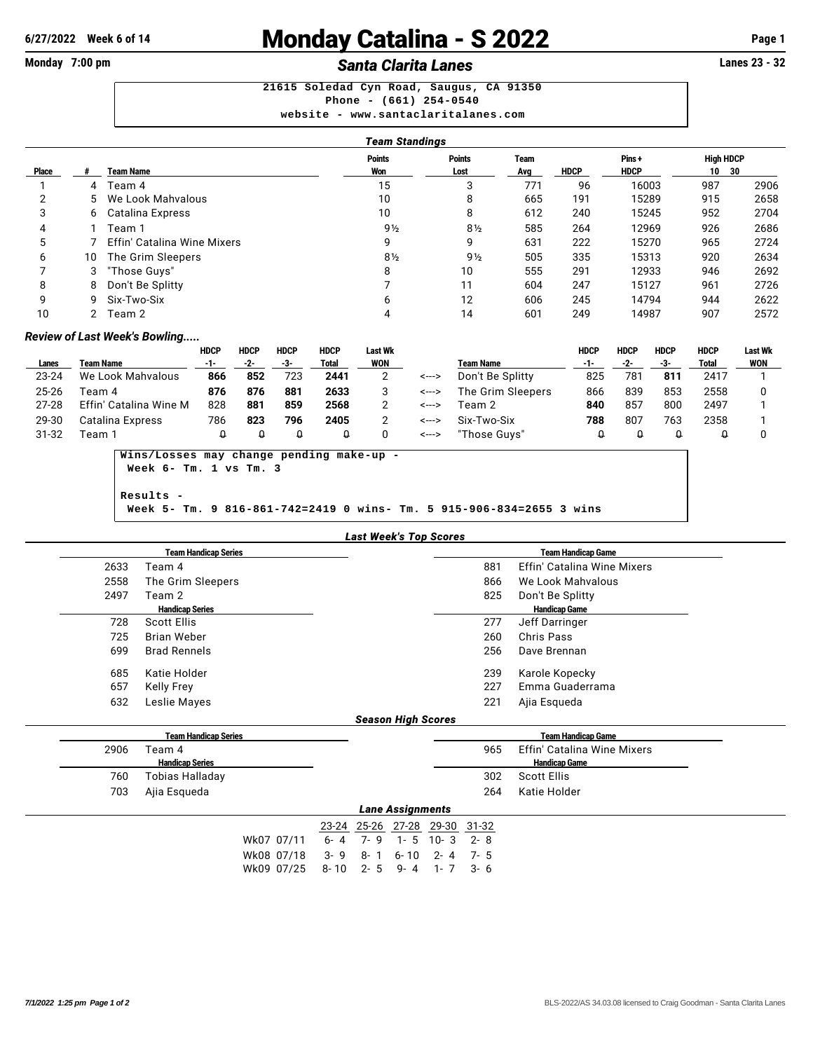# Monday Catalina - S 2022

**6/27/2022 Week 6 of 14**

**Monday 7:00 pm** — ***Santa Clarita Lanes*** — **Lanes 23 - 32**

```
21615 Soledad Cyn Road, Saugus, CA 91350
Phone - (661) 254-0540
website - www.santaclaritalanes.com
```

## *Team Standings*

| Place | # | Team Name | Points Won | Points Lost | Team Avg | HDCP | Pins + HDCP | High HDCP 10 | High HDCP 30 |
|---|---|---|---|---|---|---|---|---|---|
| 1 | 4 | Team 4 | 15 | 3 | 771 | 96 | 16003 | 987 | 2906 |
| 2 | 5 | We Look Mahvalous | 10 | 8 | 665 | 191 | 15289 | 915 | 2658 |
| 3 | 6 | Catalina Express | 10 | 8 | 612 | 240 | 15245 | 952 | 2704 |
| 4 | 1 | Team 1 | 9½ | 8½ | 585 | 264 | 12969 | 926 | 2686 |
| 5 | 7 | Effin' Catalina Wine Mixers | 9 | 9 | 631 | 222 | 15270 | 965 | 2724 |
| 6 | 10 | The Grim Sleepers | 8½ | 9½ | 505 | 335 | 15313 | 920 | 2634 |
| 7 | 3 | "Those Guys" | 8 | 10 | 555 | 291 | 12933 | 946 | 2692 |
| 8 | 8 | Don't Be Splitty | 7 | 11 | 604 | 247 | 15127 | 961 | 2726 |
| 9 | 9 | Six-Two-Six | 6 | 12 | 606 | 245 | 14794 | 944 | 2622 |
| 10 | 2 | Team 2 | 4 | 14 | 601 | 249 | 14987 | 907 | 2572 |

### *Review of Last Week's Bowling.....*

| Lanes | Team Name | HDCP -1- | HDCP -2- | HDCP -3- | HDCP Total | Last Wk WON | | Team Name | HDCP -1- | HDCP -2- | HDCP -3- | HDCP Total | Last Wk WON |
|---|---|---|---|---|---|---|---|---|---|---|---|---|---|
| 23-24 | We Look Mahvalous | **866** | **852** | 723 | **2441** | 2 | <---> | Don't Be Splitty | 825 | 781 | **811** | 2417 | 1 |
| 25-26 | Team 4 | **876** | **876** | **881** | **2633** | 3 | <---> | The Grim Sleepers | 866 | 839 | 853 | 2558 | 0 |
| 27-28 | Effin' Catalina Wine M | 828 | **881** | **859** | **2568** | 2 | <---> | Team 2 | **840** | 857 | 800 | 2497 | 1 |
| 29-30 | Catalina Express | 786 | **823** | **796** | **2405** | 2 | <---> | Six-Two-Six | **788** | 807 | 763 | 2358 | 1 |
| 31-32 | Team 1 | 0 | 0 | 0 | 0 | 0 | <---> | "Those Guys" | 0 | 0 | 0 | 0 | 0 |

```
Wins/Losses may change pending make-up -
 Week 6- Tm. 1 vs Tm. 3

Results -
 Week 5- Tm. 9 816-861-742=2419 0 wins- Tm. 5 915-906-834=2655 3 wins
```

## *Last Week's Top Scores*

| Team Handicap Series | | Team Handicap Game | |
|---|---|---|---|
| 2633 | Team 4 | 881 | Effin' Catalina Wine Mixers |
| 2558 | The Grim Sleepers | 866 | We Look Mahvalous |
| 2497 | Team 2 | 825 | Don't Be Splitty |

| Handicap Series | | Handicap Game | |
|---|---|---|---|
| 728 | Scott Ellis | 277 | Jeff Darringer |
| 725 | Brian Weber | 260 | Chris Pass |
| 699 | Brad Rennels | 256 | Dave Brennan |
| 685 | Katie Holder | 239 | Karole Kopecky |
| 657 | Kelly Frey | 227 | Emma Guaderrama |
| 632 | Leslie Mayes | 221 | Ajia Esqueda |

## *Season High Scores*

| Team Handicap Series | | Team Handicap Game | |
|---|---|---|---|
| 2906 | Team 4 | 965 | Effin' Catalina Wine Mixers |

| Handicap Series | | Handicap Game | |
|---|---|---|---|
| 760 | Tobias Halladay | 302 | Scott Ellis |
| 703 | Ajia Esqueda | 264 | Katie Holder |

## *Lane Assignments*

| | 23-24 | 25-26 | 27-28 | 29-30 | 31-32 |
|---|---|---|---|---|---|
| Wk07 07/11 | 6- 4 | 7- 9 | 1- 5 | 10- 3 | 2- 8 |
| Wk08 07/18 | 3- 9 | 8- 1 | 6- 10 | 2- 4 | 7- 5 |
| Wk09 07/25 | 8- 10 | 2- 5 | 9- 4 | 1- 7 | 3- 6 |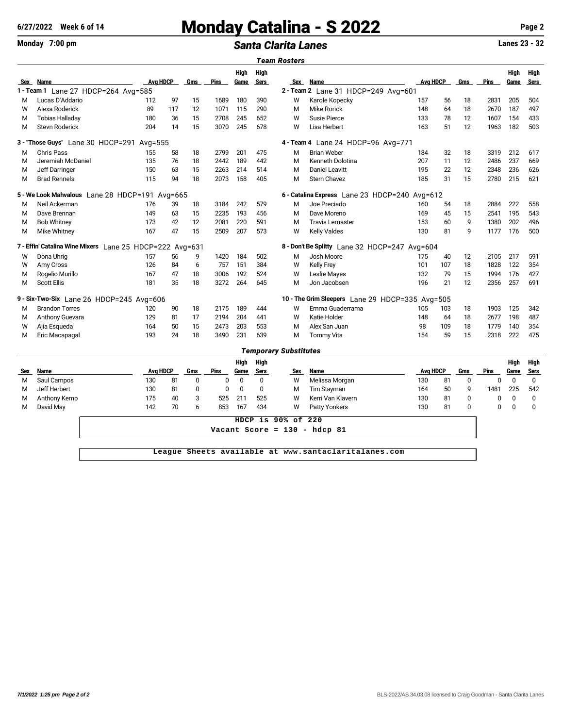# Monday Catalina - S 2022

6/27/2022 Week 6 of 14

Monday 7:00 pm

## *Santa Clarita Lanes*

Lanes 23 - 32

### *Team Rosters*

| Sex | Name | Avg | HDCP | Gms | Pins | High Game | High Sers |
|---|---|---|---|---|---|---|---|
| **1 - Team 1** Lane 27 HDCP=264 Avg=585 | | | | | | | |
| M | Lucas D'Addario | 112 | 97 | 15 | 1689 | 180 | 390 |
| W | Alexa Roderick | 89 | 117 | 12 | 1071 | 115 | 290 |
| M | Tobias Halladay | 180 | 36 | 15 | 2708 | 245 | 652 |
| M | Stevn Roderick | 204 | 14 | 15 | 3070 | 245 | 678 |
| **2 - Team 2** Lane 31 HDCP=249 Avg=601 | | | | | | | |
| W | Karole Kopecky | 157 | 56 | 18 | 2831 | 205 | 504 |
| M | Mike Rorick | 148 | 64 | 18 | 2670 | 187 | 497 |
| W | Susie Pierce | 133 | 78 | 12 | 1607 | 154 | 433 |
| W | Lisa Herbert | 163 | 51 | 12 | 1963 | 182 | 503 |
| **3 - "Those Guys"** Lane 30 HDCP=291 Avg=555 | | | | | | | |
| M | Chris Pass | 155 | 58 | 18 | 2799 | 201 | 475 |
| M | Jeremiah McDaniel | 135 | 76 | 18 | 2442 | 189 | 442 |
| M | Jeff Darringer | 150 | 63 | 15 | 2263 | 214 | 514 |
| M | Brad Rennels | 115 | 94 | 18 | 2073 | 158 | 405 |
| **4 - Team 4** Lane 24 HDCP=96 Avg=771 | | | | | | | |
| M | Brian Weber | 184 | 32 | 18 | 3319 | 212 | 617 |
| M | Kenneth Dolotina | 207 | 11 | 12 | 2486 | 237 | 669 |
| M | Daniel Leavitt | 195 | 22 | 12 | 2348 | 236 | 626 |
| M | Stern Chavez | 185 | 31 | 15 | 2780 | 215 | 621 |
| **5 - We Look Mahvalous** Lane 28 HDCP=191 Avg=665 | | | | | | | |
| M | Neil Ackerman | 176 | 39 | 18 | 3184 | 242 | 579 |
| M | Dave Brennan | 149 | 63 | 15 | 2235 | 193 | 456 |
| M | Bob Whitney | 173 | 42 | 12 | 2081 | 220 | 591 |
| M | Mike Whitney | 167 | 47 | 15 | 2509 | 207 | 573 |
| **6 - Catalina Express** Lane 23 HDCP=240 Avg=612 | | | | | | | |
| M | Joe Preciado | 160 | 54 | 18 | 2884 | 222 | 558 |
| M | Dave Moreno | 169 | 45 | 15 | 2541 | 195 | 543 |
| M | Travis Lemaster | 153 | 60 | 9 | 1380 | 202 | 496 |
| W | Kelly Valdes | 130 | 81 | 9 | 1177 | 176 | 500 |
| **7 - Effin' Catalina Wine Mixers** Lane 25 HDCP=222 Avg=631 | | | | | | | |
| W | Dona Uhrig | 157 | 56 | 9 | 1420 | 184 | 502 |
| W | Amy Cross | 126 | 84 | 6 | 757 | 151 | 384 |
| M | Rogelio Murillo | 167 | 47 | 18 | 3006 | 192 | 524 |
| M | Scott Ellis | 181 | 35 | 18 | 3272 | 264 | 645 |
| **8 - Don't Be Splitty** Lane 32 HDCP=247 Avg=604 | | | | | | | |
| M | Josh Moore | 175 | 40 | 12 | 2105 | 217 | 591 |
| W | Kelly Frey | 101 | 107 | 18 | 1828 | 122 | 354 |
| W | Leslie Mayes | 132 | 79 | 15 | 1994 | 176 | 427 |
| M | Jon Jacobsen | 196 | 21 | 12 | 2356 | 257 | 691 |
| **9 - Six-Two-Six** Lane 26 HDCP=245 Avg=606 | | | | | | | |
| M | Brandon Torres | 120 | 90 | 18 | 2175 | 189 | 444 |
| M | Anthony Guevara | 129 | 81 | 17 | 2194 | 204 | 441 |
| W | Ajia Esqueda | 164 | 50 | 15 | 2473 | 203 | 553 |
| M | Eric Macapagal | 193 | 24 | 18 | 3490 | 231 | 639 |
| **10 - The Grim Sleepers** Lane 29 HDCP=335 Avg=505 | | | | | | | |
| W | Emma Guaderrama | 105 | 103 | 18 | 1903 | 125 | 342 |
| W | Katie Holder | 148 | 64 | 18 | 2677 | 198 | 487 |
| M | Alex San Juan | 98 | 109 | 18 | 1779 | 140 | 354 |
| M | Tommy Vita | 154 | 59 | 15 | 2318 | 222 | 475 |

### *Temporary Substitutes*

| Sex | Name | Avg | HDCP | Gms | Pins | High Game | High Sers |
|---|---|---|---|---|---|---|---|
| M | Saul Campos | 130 | 81 | 0 | 0 | 0 | 0 |
| M | Jeff Herbert | 130 | 81 | 0 | 0 | 0 | 0 |
| M | Anthony Kemp | 175 | 40 | 3 | 525 | 211 | 525 |
| M | David May | 142 | 70 | 6 | 853 | 167 | 434 |
| W | Melissa Morgan | 130 | 81 | 0 | 0 | 0 | 0 |
| M | Tim Stayman | 164 | 50 | 9 | 1481 | 225 | 542 |
| W | Kerri Van Klavern | 130 | 81 | 0 | 0 | 0 | 0 |
| W | Patty Yonkers | 130 | 81 | 0 | 0 | 0 | 0 |

```
HDCP is 90% of 220
Vacant Score = 130 - hdcp 81
```

```
League Sheets available at www.santaclaritalanes.com
```

7/1/2022 1:25 pm

BLS-2022/AS 34.03.08 licensed to Craig Goodman - Santa Clarita Lanes